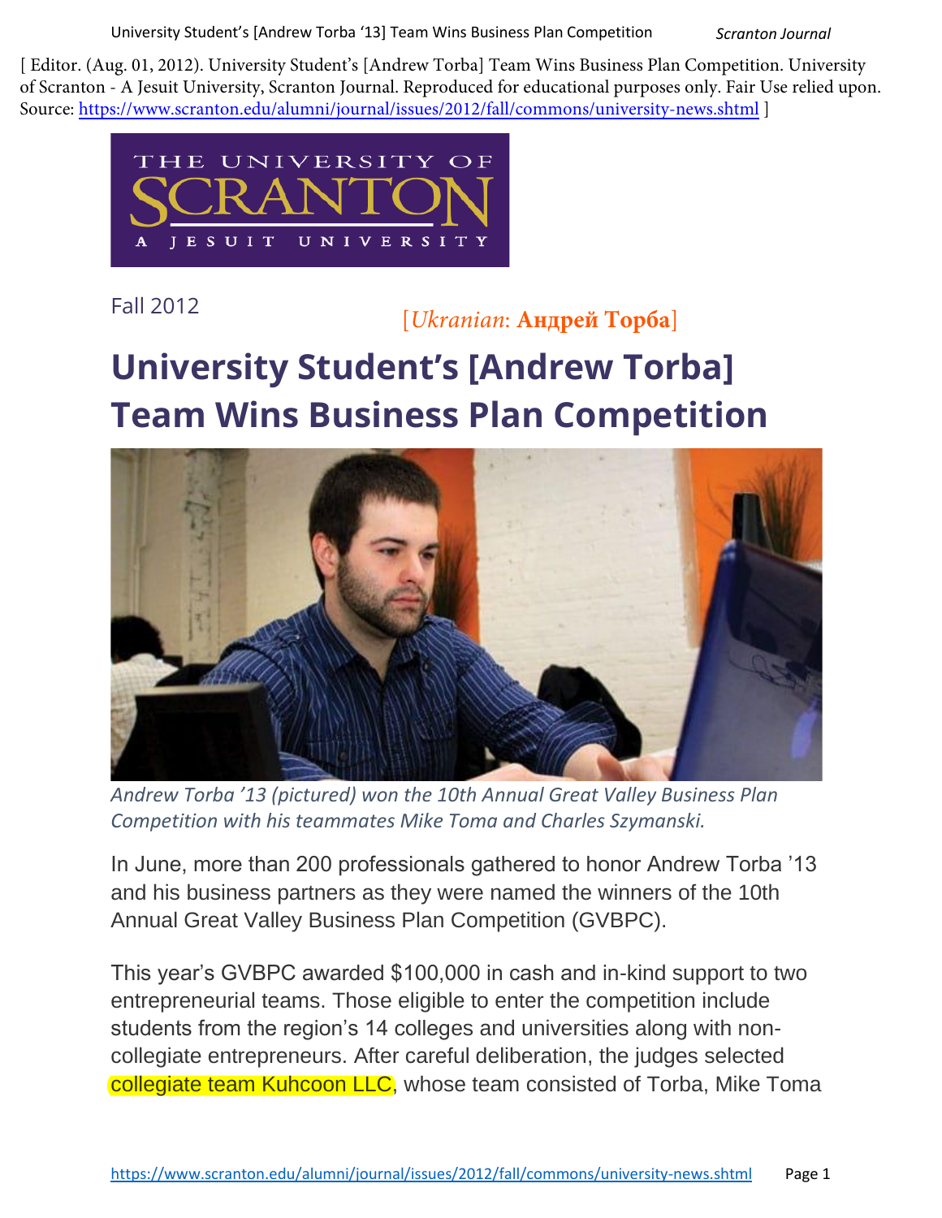[ Editor. (Aug. 01, 2012). University Student's [Andrew Torba] Team Wins Business Plan Competition. University of Scranton - A Jesuit University, Scranton Journal. Reproduced for educational purposes only. Fair Use relied upon. Source: https://www.scranton.edu/alumni/journal/issues/2012/fall/commons/university-news.shtml ]

THE UNIVERSITY OF SCRANTON A JESUIT UNIVERSITY

Fall 2012

[*Ukranian*: **Андрей Торба**]

# University Student's [Andrew Torba] Team Wins Business Plan Competition

*Andrew Torba '13 (pictured) won the 10th Annual Great Valley Business Plan Competition with his teammates Mike Toma and Charles Szymanski.*

In June, more than 200 professionals gathered to honor Andrew Torba '13 and his business partners as they were named the winners of the 10th Annual Great Valley Business Plan Competition (GVBPC).

This year's GVBPC awarded $100,000 in cash and in-kind support to two entrepreneurial teams. Those eligible to enter the competition include students from the region's 14 colleges and universities along with non-collegiate entrepreneurs. After careful deliberation, the judges selected collegiate team Kuhcoon LLC, whose team consisted of Torba, Mike Toma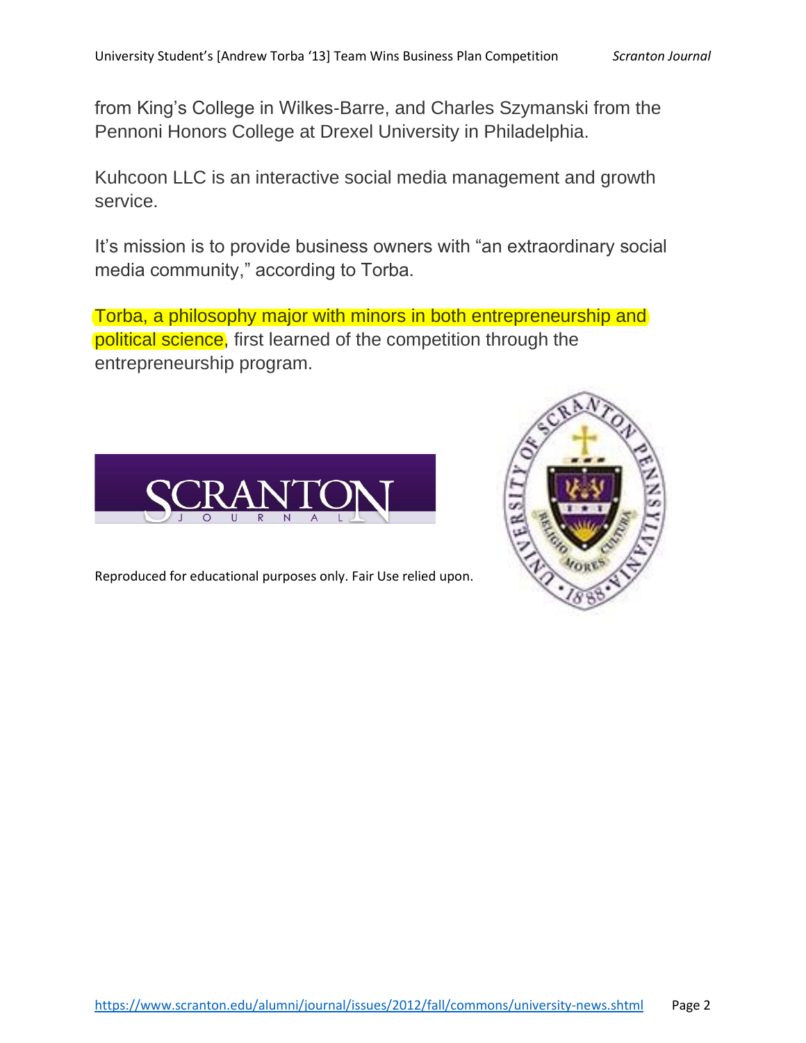from King's College in Wilkes-Barre, and Charles Szymanski from the Pennoni Honors College at Drexel University in Philadelphia.

Kuhcoon LLC is an interactive social media management and growth service.

It's mission is to provide business owners with "an extraordinary social media community," according to Torba.

Torba, a philosophy major with minors in both entrepreneurship and political science, first learned of the competition through the entrepreneurship program.

Reproduced for educational purposes only. Fair Use relied upon.

https://www.scranton.edu/alumni/journal/issues/2012/fall/commons/university-news.shtml